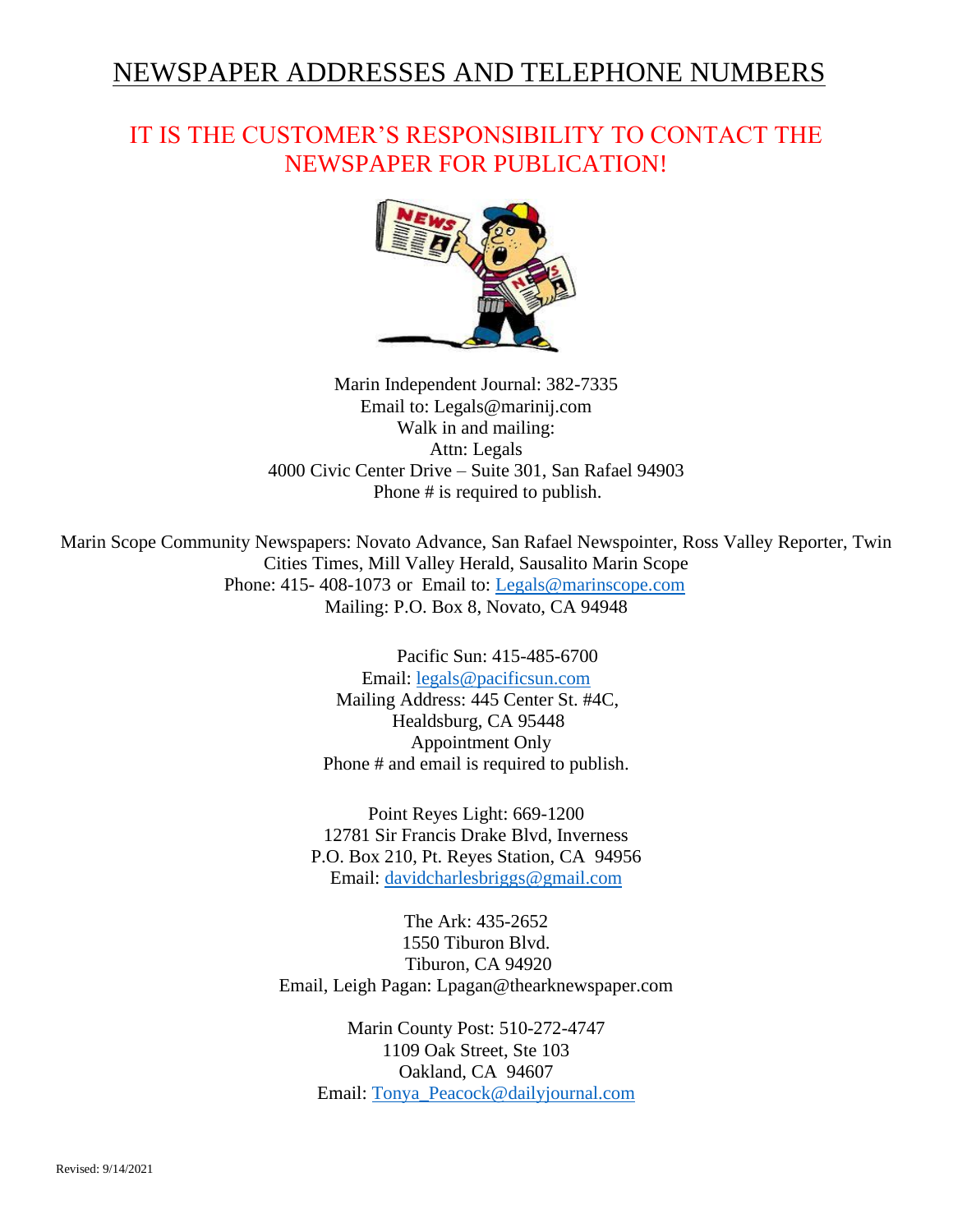# NEWSPAPER ADDRESSES AND TELEPHONE NUMBERS

## IT IS THE CUSTOMER'S RESPONSIBILITY TO CONTACT THE NEWSPAPER FOR PUBLICATION!

Marin Independent Journal: 382-7335
Email to: Legals@marinij.com
Walk in and mailing:
Attn: Legals
4000 Civic Center Drive – Suite 301, San Rafael 94903
Phone # is required to publish.

Marin Scope Community Newspapers: Novato Advance, San Rafael Newspointer, Ross Valley Reporter, Twin Cities Times, Mill Valley Herald, Sausalito Marin Scope
Phone: 415- 408-1073 or Email to: Legals@marinscope.com
Mailing: P.O. Box 8, Novato, CA 94948

Pacific Sun: 415-485-6700
Email: legals@pacificsun.com
Mailing Address: 445 Center St. #4C,
Healdsburg, CA 95448
Appointment Only
Phone # and email is required to publish.

Point Reyes Light: 669-1200
12781 Sir Francis Drake Blvd, Inverness
P.O. Box 210, Pt. Reyes Station, CA 94956
Email: davidcharlesbriggs@gmail.com

The Ark: 435-2652
1550 Tiburon Blvd.
Tiburon, CA 94920
Email, Leigh Pagan: Lpagan@thearknewspaper.com

Marin County Post: 510-272-4747
1109 Oak Street, Ste 103
Oakland, CA 94607
Email: Tonya_Peacock@dailyjournal.com

Revised: 9/14/2021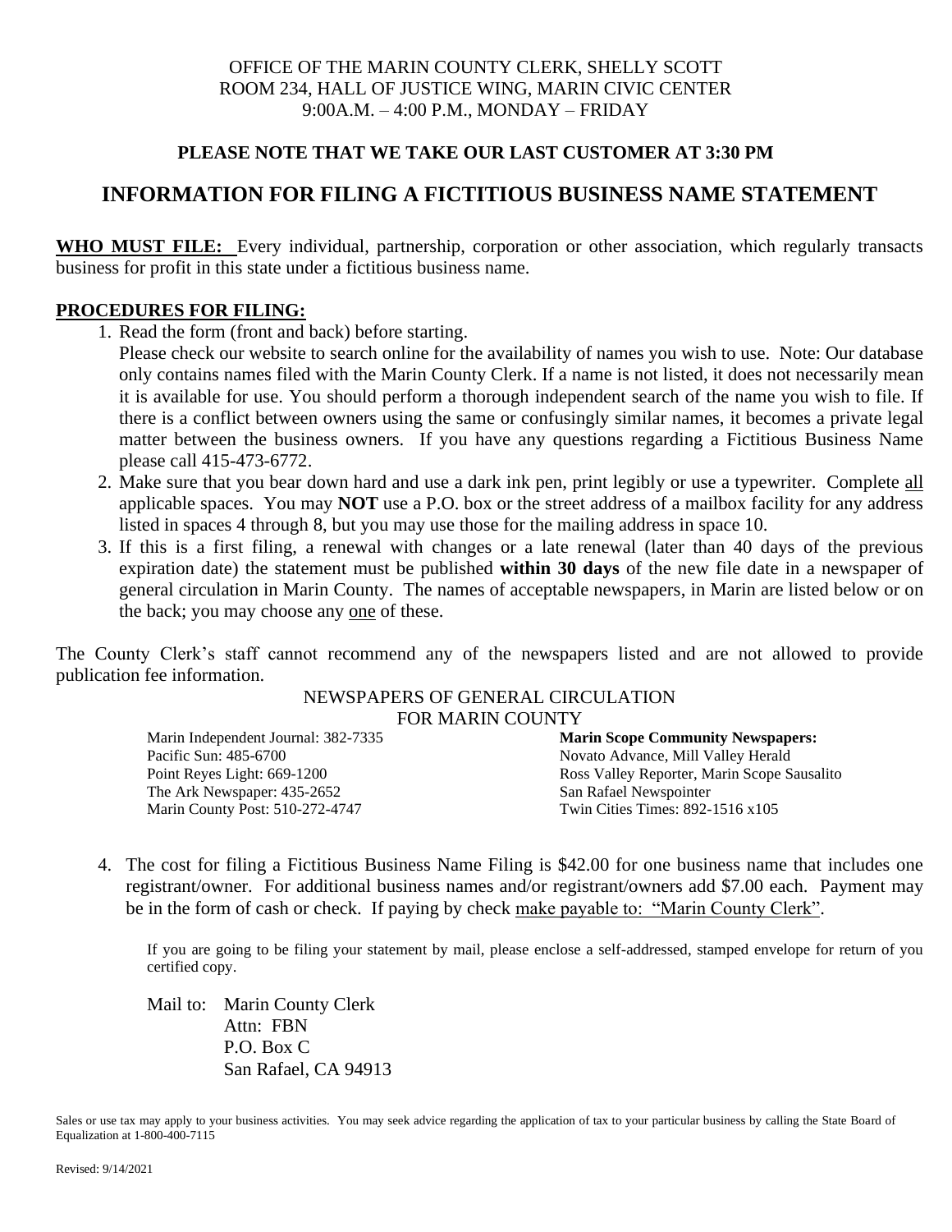OFFICE OF THE MARIN COUNTY CLERK, SHELLY SCOTT
ROOM 234, HALL OF JUSTICE WING, MARIN CIVIC CENTER
9:00A.M. – 4:00 P.M., MONDAY – FRIDAY

**PLEASE NOTE THAT WE TAKE OUR LAST CUSTOMER AT 3:30 PM**

# INFORMATION FOR FILING A FICTITIOUS BUSINESS NAME STATEMENT

**WHO MUST FILE:** Every individual, partnership, corporation or other association, which regularly transacts business for profit in this state under a fictitious business name.

**PROCEDURES FOR FILING:**

1. Read the form (front and back) before starting.
   Please check our website to search online for the availability of names you wish to use. Note: Our database only contains names filed with the Marin County Clerk. If a name is not listed, it does not necessarily mean it is available for use. You should perform a thorough independent search of the name you wish to file. If there is a conflict between owners using the same or confusingly similar names, it becomes a private legal matter between the business owners. If you have any questions regarding a Fictitious Business Name please call 415-473-6772.
2. Make sure that you bear down hard and use a dark ink pen, print legibly or use a typewriter. Complete all applicable spaces. You may **NOT** use a P.O. box or the street address of a mailbox facility for any address listed in spaces 4 through 8, but you may use those for the mailing address in space 10.
3. If this is a first filing, a renewal with changes or a late renewal (later than 40 days of the previous expiration date) the statement must be published **within 30 days** of the new file date in a newspaper of general circulation in Marin County. The names of acceptable newspapers, in Marin are listed below or on the back; you may choose any one of these.

The County Clerk's staff cannot recommend any of the newspapers listed and are not allowed to provide publication fee information.

NEWSPAPERS OF GENERAL CIRCULATION
FOR MARIN COUNTY

Marin Independent Journal: 382-7335
Pacific Sun: 485-6700
Point Reyes Light: 669-1200
The Ark Newspaper: 435-2652
Marin County Post: 510-272-4747

**Marin Scope Community Newspapers:**
Novato Advance, Mill Valley Herald
Ross Valley Reporter, Marin Scope Sausalito
San Rafael Newspointer
Twin Cities Times: 892-1516 x105

4. The cost for filing a Fictitious Business Name Filing is $42.00 for one business name that includes one registrant/owner. For additional business names and/or registrant/owners add $7.00 each. Payment may be in the form of cash or check. If paying by check make payable to: "Marin County Clerk".

   If you are going to be filing your statement by mail, please enclose a self-addressed, stamped envelope for return of you certified copy.

   Mail to: Marin County Clerk
   Attn: FBN
   P.O. Box C
   San Rafael, CA 94913

Sales or use tax may apply to your business activities. You may seek advice regarding the application of tax to your particular business by calling the State Board of Equalization at 1-800-400-7115

Revised: 9/14/2021